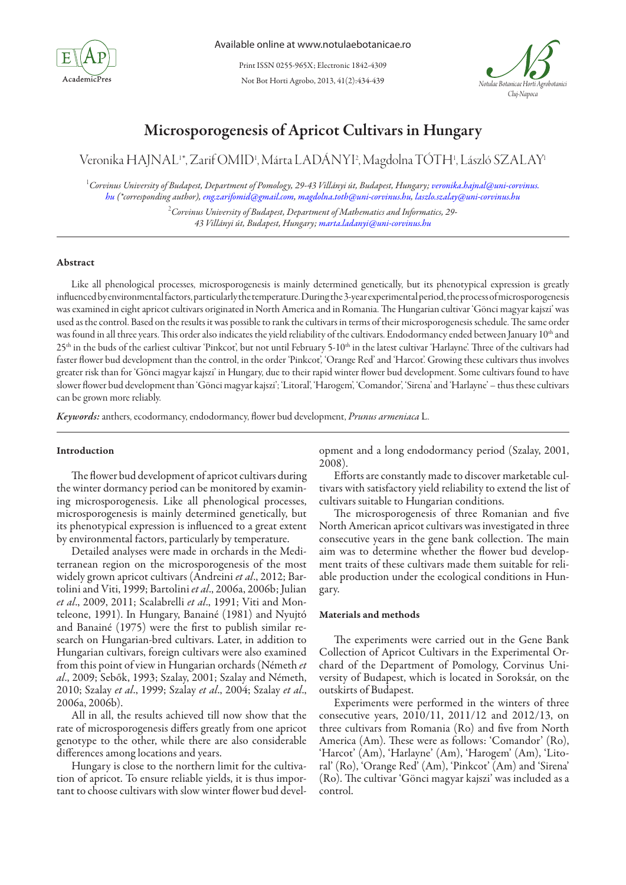# Microsporogenesis of Apricot Cultivars in Hungary

Veronika HAJNAL[1*], Zarif OMID[1], Márta LADÁNYI[2], Magdolna TÓTH[1], László SZALAY[1]

[1]*Corvinus University of Budapest, Department of Pomology, 29-43 Villányi út, Budapest, Hungary; veronika.hajnal@uni-corvinus.hu (\*corresponding author), eng.zarifomid@gmail.com, magdolna.toth@uni-corvinus.hu, laszlo.szalay@uni-corvinus.hu*

[2]*Corvinus University of Budapest, Department of Mathematics and Informatics, 29-43 Villányi út, Budapest, Hungary; marta.ladanyi@uni-corvinus.hu*

## Abstract

Like all phenological processes, microsporogenesis is mainly determined genetically, but its phenotypical expression is greatly influenced by environmental factors, particularly the temperature. During the 3-year experimental period, the process of microsporogenesis was examined in eight apricot cultivars originated in North America and in Romania. The Hungarian cultivar 'Gönci magyar kajszi' was used as the control. Based on the results it was possible to rank the cultivars in terms of their microsporogenesis schedule. The same order was found in all three years. This order also indicates the yield reliability of the cultivars. Endodormancy ended between January 10th and 25th in the buds of the earliest cultivar 'Pinkcot', but not until February 5-10th in the latest cultivar 'Harlayne'. Three of the cultivars had faster flower bud development than the control, in the order 'Pinkcot', 'Orange Red' and 'Harcot'. Growing these cultivars thus involves greater risk than for 'Gönci magyar kajszi' in Hungary, due to their rapid winter flower bud development. Some cultivars found to have slower flower bud development than 'Gönci magyar kajszi'; 'Litoral', 'Harogem', 'Comandor', 'Sirena' and 'Harlayne' – thus these cultivars can be grown more reliably.

***Keywords:*** anthers, ecodormancy, endodormancy, flower bud development, *Prunus armeniaca* L.

## Introduction

The flower bud development of apricot cultivars during the winter dormancy period can be monitored by examining microsporogenesis. Like all phenological processes, microsporogenesis is mainly determined genetically, but its phenotypical expression is influenced to a great extent by environmental factors, particularly by temperature.

Detailed analyses were made in orchards in the Mediterranean region on the microsporogenesis of the most widely grown apricot cultivars (Andreini *et al*., 2012; Bartolini and Viti, 1999; Bartolini *et al*., 2006a, 2006b; Julian *et al*., 2009, 2011; Scalabrelli *et al*., 1991; Viti and Monteleone, 1991). In Hungary, Banainé (1981) and Nyujtó and Banainé (1975) were the first to publish similar research on Hungarian-bred cultivars. Later, in addition to Hungarian cultivars, foreign cultivars were also examined from this point of view in Hungarian orchards (Németh *et al*., 2009; Sebők, 1993; Szalay, 2001; Szalay and Németh, 2010; Szalay *et al*., 1999; Szalay *et al*., 2004; Szalay *et al*., 2006a, 2006b).

All in all, the results achieved till now show that the rate of microsporogenesis differs greatly from one apricot genotype to the other, while there are also considerable differences among locations and years.

Hungary is close to the northern limit for the cultivation of apricot. To ensure reliable yields, it is thus important to choose cultivars with slow winter flower bud development and a long endodormancy period (Szalay, 2001, 2008).

Efforts are constantly made to discover marketable cultivars with satisfactory yield reliability to extend the list of cultivars suitable to Hungarian conditions.

The microsporogenesis of three Romanian and five North American apricot cultivars was investigated in three consecutive years in the gene bank collection. The main aim was to determine whether the flower bud development traits of these cultivars made them suitable for reliable production under the ecological conditions in Hungary.

## Materials and methods

The experiments were carried out in the Gene Bank Collection of Apricot Cultivars in the Experimental Orchard of the Department of Pomology, Corvinus University of Budapest, which is located in Soroksár, on the outskirts of Budapest.

Experiments were performed in the winters of three consecutive years, 2010/11, 2011/12 and 2012/13, on three cultivars from Romania (Ro) and five from North America (Am). These were as follows: 'Comandor' (Ro), 'Harcot' (Am), 'Harlayne' (Am), 'Harogem' (Am), 'Litoral' (Ro), 'Orange Red' (Am), 'Pinkcot' (Am) and 'Sirena' (Ro). The cultivar 'Gönci magyar kajszi' was included as a control.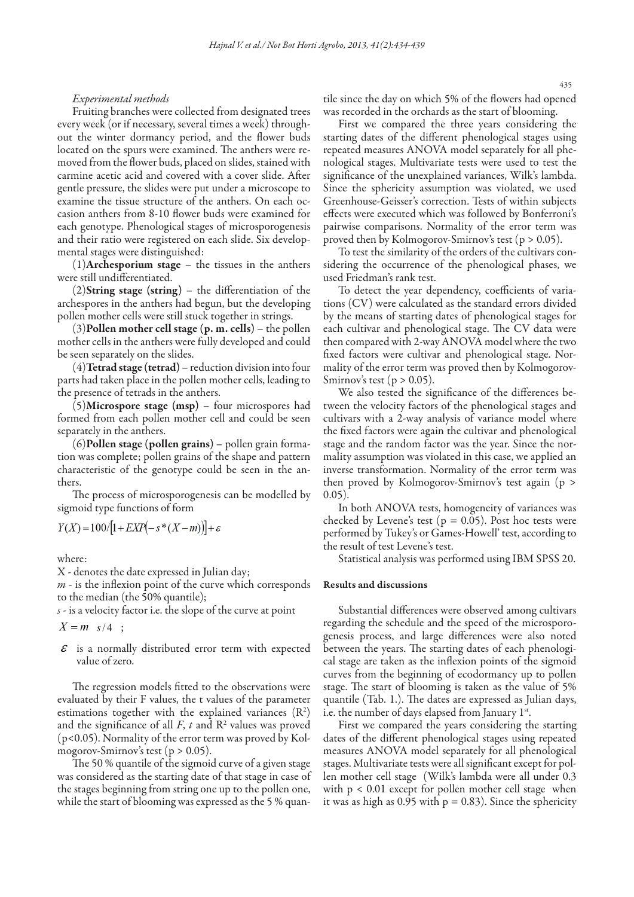*Experimental methods*

Fruiting branches were collected from designated trees every week (or if necessary, several times a week) throughout the winter dormancy period, and the flower buds located on the spurs were examined. The anthers were removed from the flower buds, placed on slides, stained with carmine acetic acid and covered with a cover slide. After gentle pressure, the slides were put under a microscope to examine the tissue structure of the anthers. On each occasion anthers from 8-10 flower buds were examined for each genotype. Phenological stages of microsporogenesis and their ratio were registered on each slide. Six developmental stages were distinguished:

(1)**Archesporium stage** – the tissues in the anthers were still undifferentiated.

(2)**String stage (string)** – the differentiation of the archespores in the anthers had begun, but the developing pollen mother cells were still stuck together in strings.

(3)**Pollen mother cell stage (p. m. cells)** – the pollen mother cells in the anthers were fully developed and could be seen separately on the slides.

(4)**Tetrad stage (tetrad)** – reduction division into four parts had taken place in the pollen mother cells, leading to the presence of tetrads in the anthers.

(5)**Microspore stage (msp)** – four microspores had formed from each pollen mother cell and could be seen separately in the anthers.

(6)**Pollen stage (pollen grains)** – pollen grain formation was complete; pollen grains of the shape and pattern characteristic of the genotype could be seen in the anthers.

The process of microsporogenesis can be modelled by sigmoid type functions of form

$$Y(X) = 100/\left[1 + EXP\left(-s*(X-m)\right)\right] + \varepsilon$$

where:

X - denotes the date expressed in Julian day;

*m* - is the inflexion point of the curve which corresponds to the median (the 50% quantile);

*s* - is a velocity factor i.e. the slope of the curve at point

$X = m \quad s/4$ ;

$\varepsilon$ is a normally distributed error term with expected value of zero.

The regression models fitted to the observations were evaluated by their F values, the t values of the parameter estimations together with the explained variances ($R^2$) and the significance of all *F*, *t* and $R^2$ values was proved ($p<0.05$). Normality of the error term was proved by Kolmogorov-Smirnov's test ($p > 0.05$).

The 50 % quantile of the sigmoid curve of a given stage was considered as the starting date of that stage in case of the stages beginning from string one up to the pollen one, while the start of blooming was expressed as the 5 % quantile since the day on which 5% of the flowers had opened was recorded in the orchards as the start of blooming.

First we compared the three years considering the starting dates of the different phenological stages using repeated measures ANOVA model separately for all phenological stages. Multivariate tests were used to test the significance of the unexplained variances, Wilk's lambda. Since the sphericity assumption was violated, we used Greenhouse-Geisser's correction. Tests of within subjects effects were executed which was followed by Bonferroni's pairwise comparisons. Normality of the error term was proved then by Kolmogorov-Smirnov's test ($p > 0.05$).

To test the similarity of the orders of the cultivars considering the occurrence of the phenological phases, we used Friedman's rank test.

To detect the year dependency, coefficients of variations (CV) were calculated as the standard errors divided by the means of starting dates of phenological stages for each cultivar and phenological stage. The CV data were then compared with 2-way ANOVA model where the two fixed factors were cultivar and phenological stage. Normality of the error term was proved then by Kolmogorov-Smirnov's test ($p > 0.05$).

We also tested the significance of the differences between the velocity factors of the phenological stages and cultivars with a 2-way analysis of variance model where the fixed factors were again the cultivar and phenological stage and the random factor was the year. Since the normality assumption was violated in this case, we applied an inverse transformation. Normality of the error term was then proved by Kolmogorov-Smirnov's test again ($p > 0.05$).

In both ANOVA tests, homogeneity of variances was checked by Levene's test ($p = 0.05$). Post hoc tests were performed by Tukey's or Games-Howell' test, according to the result of test Levene's test.

Statistical analysis was performed using IBM SPSS 20.

#### Results and discussions

Substantial differences were observed among cultivars regarding the schedule and the speed of the microsporogenesis process, and large differences were also noted between the years. The starting dates of each phenological stage are taken as the inflexion points of the sigmoid curves from the beginning of ecodormancy up to pollen stage. The start of blooming is taken as the value of 5% quantile (Tab. 1.). The dates are expressed as Julian days, i.e. the number of days elapsed from January 1st.

First we compared the years considering the starting dates of the different phenological stages using repeated measures ANOVA model separately for all phenological stages. Multivariate tests were all significant except for pollen mother cell stage (Wilk's lambda were all under 0.3 with $p < 0.01$ except for pollen mother cell stage when it was as high as 0.95 with $p = 0.83$). Since the sphericity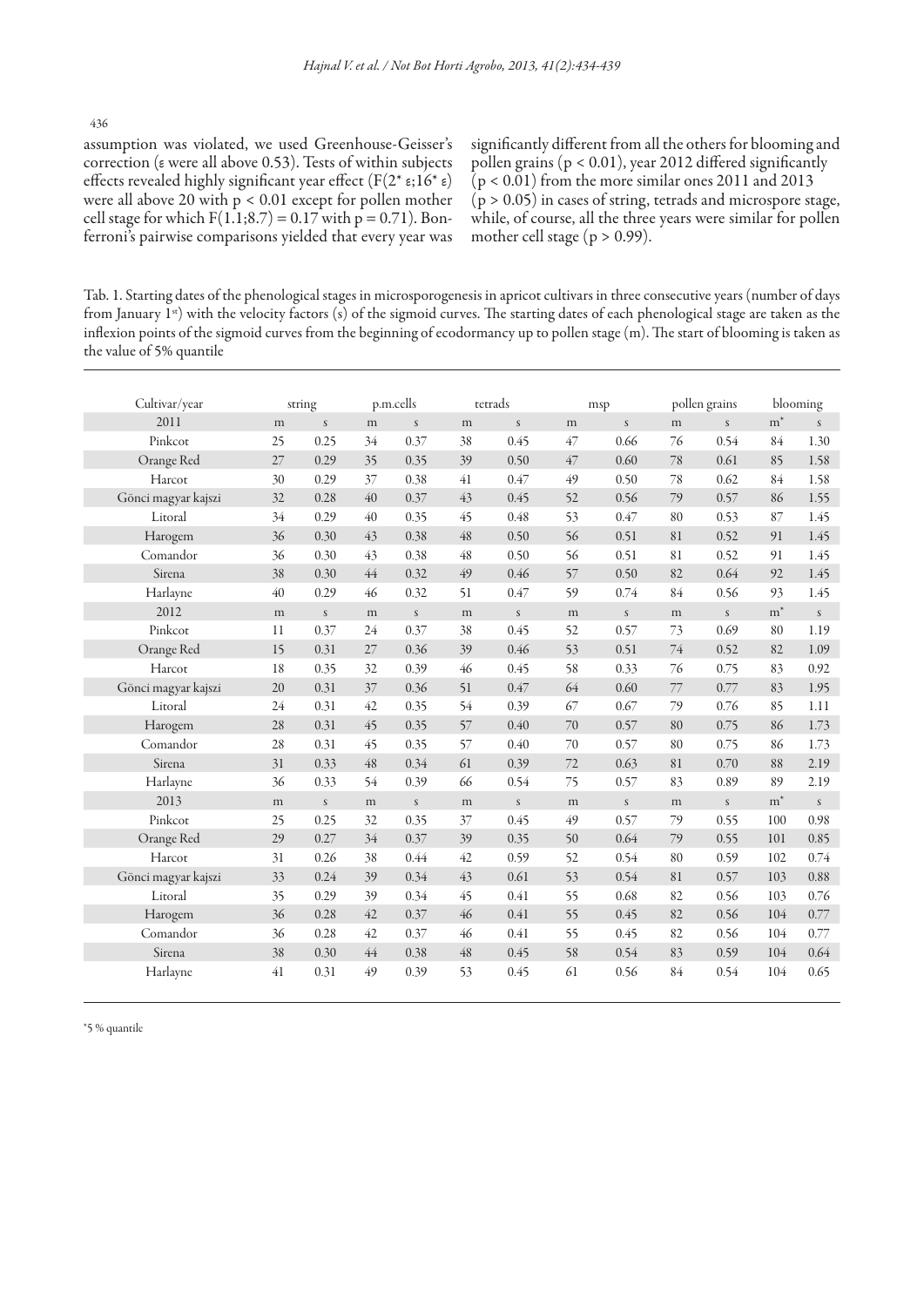assumption was violated, we used Greenhouse-Geisser's correction (ε were all above 0.53). Tests of within subjects effects revealed highly significant year effect ($F(2^{*}\varepsilon;16^{*}\varepsilon)$ were all above 20 with $p < 0.01$ except for pollen mother cell stage for which $F(1.1;8.7) = 0.17$ with $p = 0.71$). Bonferroni's pairwise comparisons yielded that every year was significantly different from all the others for blooming and pollen grains ($p < 0.01$), year 2012 differed significantly ($p < 0.01$) from the more similar ones 2011 and 2013 ($p > 0.05$) in cases of string, tetrads and microspore stage, while, of course, all the three years were similar for pollen mother cell stage ($p > 0.99$).

Tab. 1. Starting dates of the phenological stages in microsporogenesis in apricot cultivars in three consecutive years (number of days from January 1st) with the velocity factors (s) of the sigmoid curves. The starting dates of each phenological stage are taken as the inflexion points of the sigmoid curves from the beginning of ecodormancy up to pollen stage (m). The start of blooming is taken as the value of 5% quantile

| Cultivar/year | string | | p.m.cells | | tetrads | | msp | | pollen grains | | blooming | |
|---|---|---|---|---|---|---|---|---|---|---|---|---|
| 2011 | m | s | m | s | m | s | m | s | m | s | m* | s |
| Pinkcot | 25 | 0.25 | 34 | 0.37 | 38 | 0.45 | 47 | 0.66 | 76 | 0.54 | 84 | 1.30 |
| Orange Red | 27 | 0.29 | 35 | 0.35 | 39 | 0.50 | 47 | 0.60 | 78 | 0.61 | 85 | 1.58 |
| Harcot | 30 | 0.29 | 37 | 0.38 | 41 | 0.47 | 49 | 0.50 | 78 | 0.62 | 84 | 1.58 |
| Gönci magyar kajszi | 32 | 0.28 | 40 | 0.37 | 43 | 0.45 | 52 | 0.56 | 79 | 0.57 | 86 | 1.55 |
| Litoral | 34 | 0.29 | 40 | 0.35 | 45 | 0.48 | 53 | 0.47 | 80 | 0.53 | 87 | 1.45 |
| Harogem | 36 | 0.30 | 43 | 0.38 | 48 | 0.50 | 56 | 0.51 | 81 | 0.52 | 91 | 1.45 |
| Comandor | 36 | 0.30 | 43 | 0.38 | 48 | 0.50 | 56 | 0.51 | 81 | 0.52 | 91 | 1.45 |
| Sirena | 38 | 0.30 | 44 | 0.32 | 49 | 0.46 | 57 | 0.50 | 82 | 0.64 | 92 | 1.45 |
| Harlayne | 40 | 0.29 | 46 | 0.32 | 51 | 0.47 | 59 | 0.74 | 84 | 0.56 | 93 | 1.45 |
| 2012 | m | s | m | s | m | s | m | s | m | s | m* | s |
| Pinkcot | 11 | 0.37 | 24 | 0.37 | 38 | 0.45 | 52 | 0.57 | 73 | 0.69 | 80 | 1.19 |
| Orange Red | 15 | 0.31 | 27 | 0.36 | 39 | 0.46 | 53 | 0.51 | 74 | 0.52 | 82 | 1.09 |
| Harcot | 18 | 0.35 | 32 | 0.39 | 46 | 0.45 | 58 | 0.33 | 76 | 0.75 | 83 | 0.92 |
| Gönci magyar kajszi | 20 | 0.31 | 37 | 0.36 | 51 | 0.47 | 64 | 0.60 | 77 | 0.77 | 83 | 1.95 |
| Litoral | 24 | 0.31 | 42 | 0.35 | 54 | 0.39 | 67 | 0.67 | 79 | 0.76 | 85 | 1.11 |
| Harogem | 28 | 0.31 | 45 | 0.35 | 57 | 0.40 | 70 | 0.57 | 80 | 0.75 | 86 | 1.73 |
| Comandor | 28 | 0.31 | 45 | 0.35 | 57 | 0.40 | 70 | 0.57 | 80 | 0.75 | 86 | 1.73 |
| Sirena | 31 | 0.33 | 48 | 0.34 | 61 | 0.39 | 72 | 0.63 | 81 | 0.70 | 88 | 2.19 |
| Harlayne | 36 | 0.33 | 54 | 0.39 | 66 | 0.54 | 75 | 0.57 | 83 | 0.89 | 89 | 2.19 |
| 2013 | m | s | m | s | m | s | m | s | m | s | m* | s |
| Pinkcot | 25 | 0.25 | 32 | 0.35 | 37 | 0.45 | 49 | 0.57 | 79 | 0.55 | 100 | 0.98 |
| Orange Red | 29 | 0.27 | 34 | 0.37 | 39 | 0.35 | 50 | 0.64 | 79 | 0.55 | 101 | 0.85 |
| Harcot | 31 | 0.26 | 38 | 0.44 | 42 | 0.59 | 52 | 0.54 | 80 | 0.59 | 102 | 0.74 |
| Gönci magyar kajszi | 33 | 0.24 | 39 | 0.34 | 43 | 0.61 | 53 | 0.54 | 81 | 0.57 | 103 | 0.88 |
| Litoral | 35 | 0.29 | 39 | 0.34 | 45 | 0.41 | 55 | 0.68 | 82 | 0.56 | 103 | 0.76 |
| Harogem | 36 | 0.28 | 42 | 0.37 | 46 | 0.41 | 55 | 0.45 | 82 | 0.56 | 104 | 0.77 |
| Comandor | 36 | 0.28 | 42 | 0.37 | 46 | 0.41 | 55 | 0.45 | 82 | 0.56 | 104 | 0.77 |
| Sirena | 38 | 0.30 | 44 | 0.38 | 48 | 0.45 | 58 | 0.54 | 83 | 0.59 | 104 | 0.64 |
| Harlayne | 41 | 0.31 | 49 | 0.39 | 53 | 0.45 | 61 | 0.56 | 84 | 0.54 | 104 | 0.65 |

*5 % quantile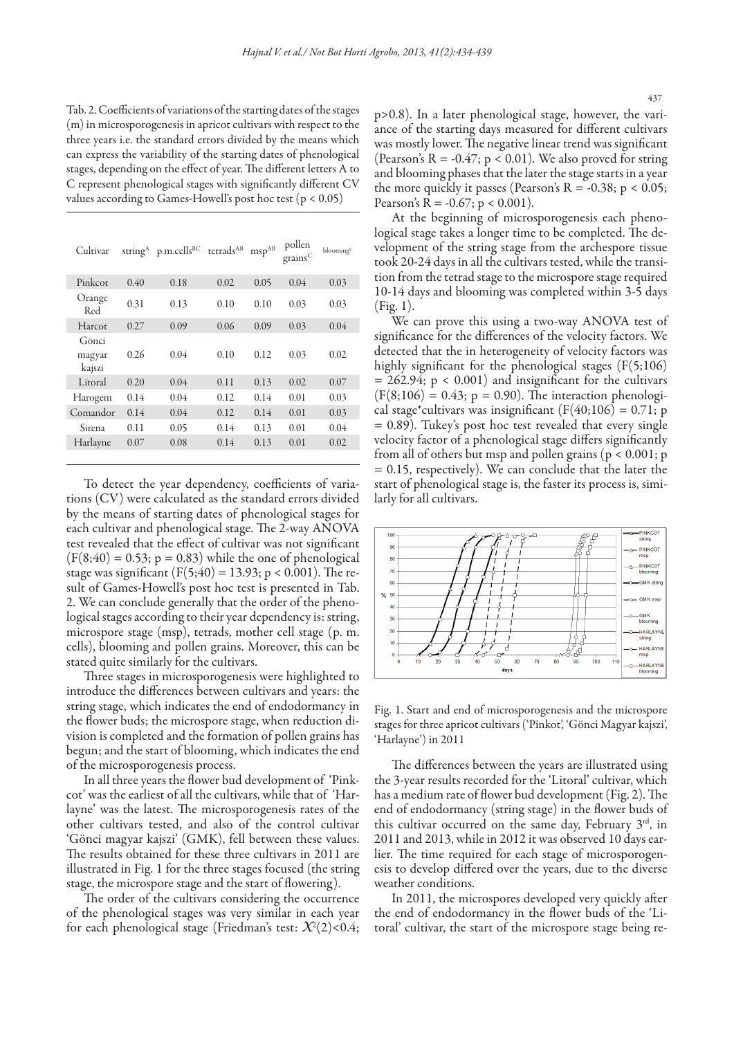Tab. 2. Coefficients of variations of the starting dates of the stages (m) in microsporogenesis in apricot cultivars with respect to the three years i.e. the standard errors divided by the means which can express the variability of the starting dates of phenological stages, depending on the effect of year. The different letters A to C represent phenological stages with significantly different CV values according to Games-Howell's post hoc test ($p < 0.05$)

| Cultivar | string[A] | p.m.cells[BC] | tetrads[AB] | msp[AB] | pollen grains[C] | blooming[C] |
|---|---|---|---|---|---|---|
| Pinkcot | 0.40 | 0.18 | 0.02 | 0.05 | 0.04 | 0.03 |
| Orange Red | 0.31 | 0.13 | 0.10 | 0.10 | 0.03 | 0.03 |
| Harcot | 0.27 | 0.09 | 0.06 | 0.09 | 0.03 | 0.04 |
| Gönci magyar kajszi | 0.26 | 0.04 | 0.10 | 0.12 | 0.03 | 0.02 |
| Litoral | 0.20 | 0.04 | 0.11 | 0.13 | 0.02 | 0.07 |
| Harogem | 0.14 | 0.04 | 0.12 | 0.14 | 0.01 | 0.03 |
| Comandor | 0.14 | 0.04 | 0.12 | 0.14 | 0.01 | 0.03 |
| Sirena | 0.11 | 0.05 | 0.14 | 0.13 | 0.01 | 0.04 |
| Harlayne | 0.07 | 0.08 | 0.14 | 0.13 | 0.01 | 0.02 |

To detect the year dependency, coefficients of variations (CV) were calculated as the standard errors divided by the means of starting dates of phenological stages for each cultivar and phenological stage. The 2-way ANOVA test revealed that the effect of cultivar was not significant ($F(8;40) = 0.53$; $p = 0.83$) while the one of phenological stage was significant ($F(5;40) = 13.93$; $p < 0.001$). The result of Games-Howell's post hoc test is presented in Tab. 2. We can conclude generally that the order of the phenological stages according to their year dependency is: string, microspore stage (msp), tetrads, mother cell stage (p. m. cells), blooming and pollen grains. Moreover, this can be stated quite similarly for the cultivars.

Three stages in microsporogenesis were highlighted to introduce the differences between cultivars and years: the string stage, which indicates the end of endodormancy in the flower buds; the microspore stage, when reduction division is completed and the formation of pollen grains has begun; and the start of blooming, which indicates the end of the microsporogenesis process.

In all three years the flower bud development of 'Pinkcot' was the earliest of all the cultivars, while that of 'Harlayne' was the latest. The microsporogenesis rates of the other cultivars tested, and also of the control cultivar 'Gönci magyar kajszi' (GMK), fell between these values. The results obtained for these three cultivars in 2011 are illustrated in Fig. 1 for the three stages focused (the string stage, the microspore stage and the start of flowering).

The order of the cultivars considering the occurrence of the phenological stages was very similar in each year for each phenological stage (Friedman's test: $\mathcal{X}^2(2)<0.4$; $p>0.8$). In a later phenological stage, however, the variance of the starting days measured for different cultivars was mostly lower. The negative linear trend was significant (Pearson's $R = -0.47$; $p < 0.01$). We also proved for string and blooming phases that the later the stage starts in a year the more quickly it passes (Pearson's $R = -0.38$; $p < 0.05$; Pearson's $R = -0.67$; $p < 0.001$).

At the beginning of microsporogenesis each phenological stage takes a longer time to be completed. The development of the string stage from the archespore tissue took 20-24 days in all the cultivars tested, while the transition from the tetrad stage to the microspore stage required 10-14 days and blooming was completed within 3-5 days (Fig. 1).

We can prove this using a two-way ANOVA test of significance for the differences of the velocity factors. We detected that the in heterogeneity of velocity factors was highly significant for the phenological stages ($F(5;106) = 262.94$; $p < 0.001$) and insignificant for the cultivars ($F(8;106) = 0.43$; $p = 0.90$). The interaction phenological stage*cultivars was insignificant ($F(40;106) = 0.71$; $p = 0.89$). Tukey's post hoc test revealed that every single velocity factor of a phenological stage differs significantly from all of others but msp and pollen grains ($p < 0.001$; $p = 0.15$, respectively). We can conclude that the later the start of phenological stage is, the faster its process is, similarly for all cultivars.

Fig. 1. Start and end of microsporogenesis and the microspore stages for three apricot cultivars ('Pinkot', 'Gönci Magyar kajszi', 'Harlayne') in 2011

The differences between the years are illustrated using the 3-year results recorded for the 'Litoral' cultivar, which has a medium rate of flower bud development (Fig. 2). The end of endodormancy (string stage) in the flower buds of this cultivar occurred on the same day, February 3rd, in 2011 and 2013, while in 2012 it was observed 10 days earlier. The time required for each stage of microsporogenesis to develop differed over the years, due to the diverse weather conditions.

In 2011, the microspores developed very quickly after the end of endodormancy in the flower buds of the 'Litoral' cultivar, the start of the microspore stage being re-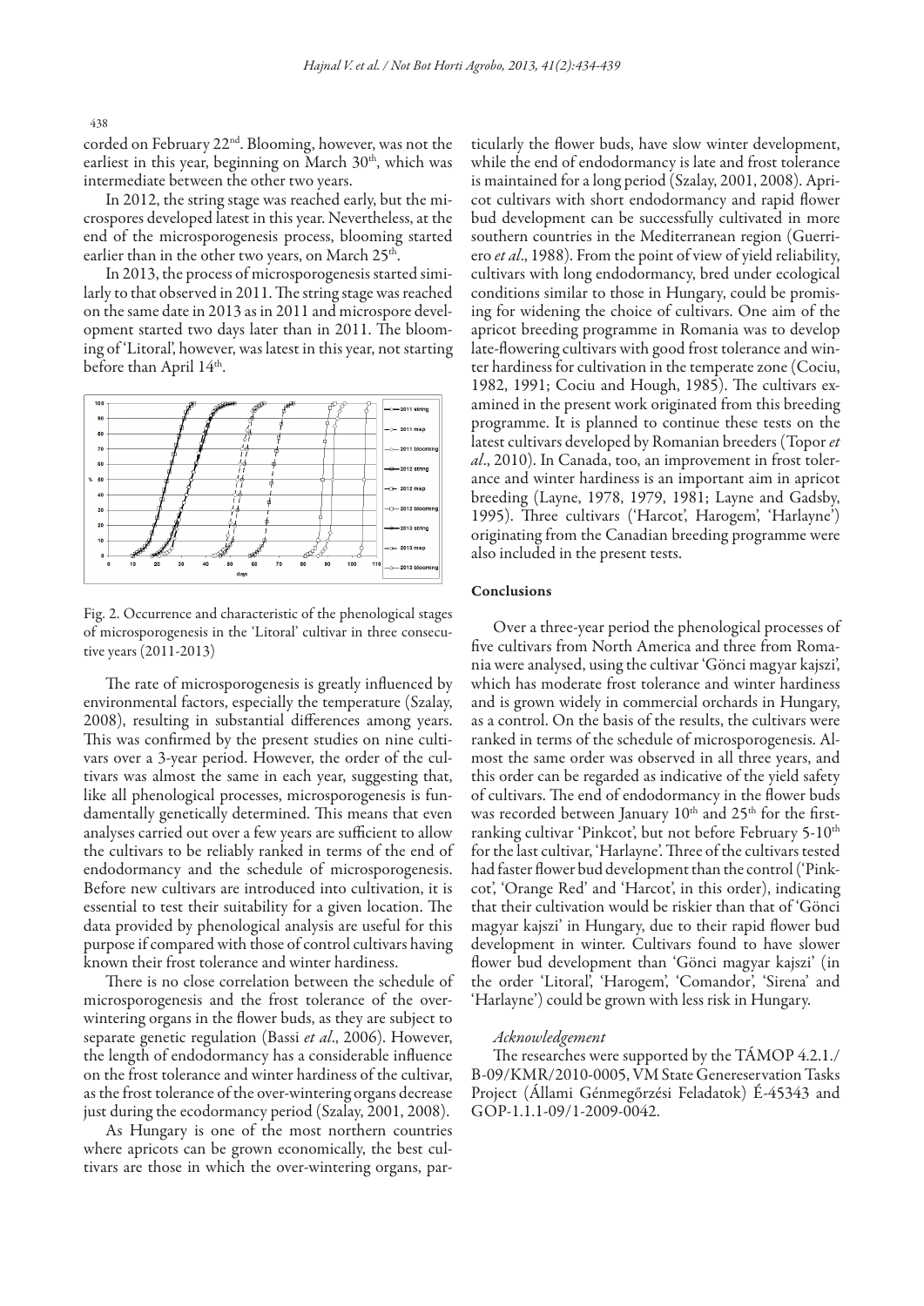corded on February 22nd. Blooming, however, was not the earliest in this year, beginning on March 30th, which was intermediate between the other two years.

In 2012, the string stage was reached early, but the microspores developed latest in this year. Nevertheless, at the end of the microsporogenesis process, blooming started earlier than in the other two years, on March 25th.

In 2013, the process of microsporogenesis started similarly to that observed in 2011. The string stage was reached on the same date in 2013 as in 2011 and microspore development started two days later than in 2011. The blooming of 'Litoral', however, was latest in this year, not starting before than April 14th.

Fig. 2. Occurrence and characteristic of the phenological stages of microsporogenesis in the 'Litoral' cultivar in three consecutive years (2011-2013)

The rate of microsporogenesis is greatly influenced by environmental factors, especially the temperature (Szalay, 2008), resulting in substantial differences among years. This was confirmed by the present studies on nine cultivars over a 3-year period. However, the order of the cultivars was almost the same in each year, suggesting that, like all phenological processes, microsporogenesis is fundamentally genetically determined. This means that even analyses carried out over a few years are sufficient to allow the cultivars to be reliably ranked in terms of the end of endodormancy and the schedule of microsporogenesis. Before new cultivars are introduced into cultivation, it is essential to test their suitability for a given location. The data provided by phenological analysis are useful for this purpose if compared with those of control cultivars having known their frost tolerance and winter hardiness.

There is no close correlation between the schedule of microsporogenesis and the frost tolerance of the over-wintering organs in the flower buds, as they are subject to separate genetic regulation (Bassi *et al*., 2006). However, the length of endodormancy has a considerable influence on the frost tolerance and winter hardiness of the cultivar, as the frost tolerance of the over-wintering organs decrease just during the ecodormancy period (Szalay, 2001, 2008).

As Hungary is one of the most northern countries where apricots can be grown economically, the best cultivars are those in which the over-wintering organs, particularly the flower buds, have slow winter development, while the end of endodormancy is late and frost tolerance is maintained for a long period (Szalay, 2001, 2008). Apricot cultivars with short endodormancy and rapid flower bud development can be successfully cultivated in more southern countries in the Mediterranean region (Guerriero *et al*., 1988). From the point of view of yield reliability, cultivars with long endodormancy, bred under ecological conditions similar to those in Hungary, could be promising for widening the choice of cultivars. One aim of the apricot breeding programme in Romania was to develop late-flowering cultivars with good frost tolerance and winter hardiness for cultivation in the temperate zone (Cociu, 1982, 1991; Cociu and Hough, 1985). The cultivars examined in the present work originated from this breeding programme. It is planned to continue these tests on the latest cultivars developed by Romanian breeders (Topor *et al*., 2010). In Canada, too, an improvement in frost tolerance and winter hardiness is an important aim in apricot breeding (Layne, 1978, 1979, 1981; Layne and Gadsby, 1995). Three cultivars ('Harcot', Harogem', 'Harlayne') originating from the Canadian breeding programme were also included in the present tests.

## Conclusions

Over a three-year period the phenological processes of five cultivars from North America and three from Romania were analysed, using the cultivar 'Gönci magyar kajszi', which has moderate frost tolerance and winter hardiness and is grown widely in commercial orchards in Hungary, as a control. On the basis of the results, the cultivars were ranked in terms of the schedule of microsporogenesis. Almost the same order was observed in all three years, and this order can be regarded as indicative of the yield safety of cultivars. The end of endodormancy in the flower buds was recorded between January 10th and 25th for the first-ranking cultivar 'Pinkcot', but not before February 5-10th for the last cultivar, 'Harlayne'. Three of the cultivars tested had faster flower bud development than the control ('Pinkcot', 'Orange Red' and 'Harcot', in this order), indicating that their cultivation would be riskier than that of 'Gönci magyar kajszi' in Hungary, due to their rapid flower bud development in winter. Cultivars found to have slower flower bud development than 'Gönci magyar kajszi' (in the order 'Litoral', 'Harogem', 'Comandor', 'Sirena' and 'Harlayne') could be grown with less risk in Hungary.

### *Acknowledgement*

The researches were supported by the TÁMOP 4.2.1./B-09/KMR/2010-0005, VM State Genereservation Tasks Project (Állami Génmegőrzési Feladatok) É-45343 and GOP-1.1.1-09/1-2009-0042.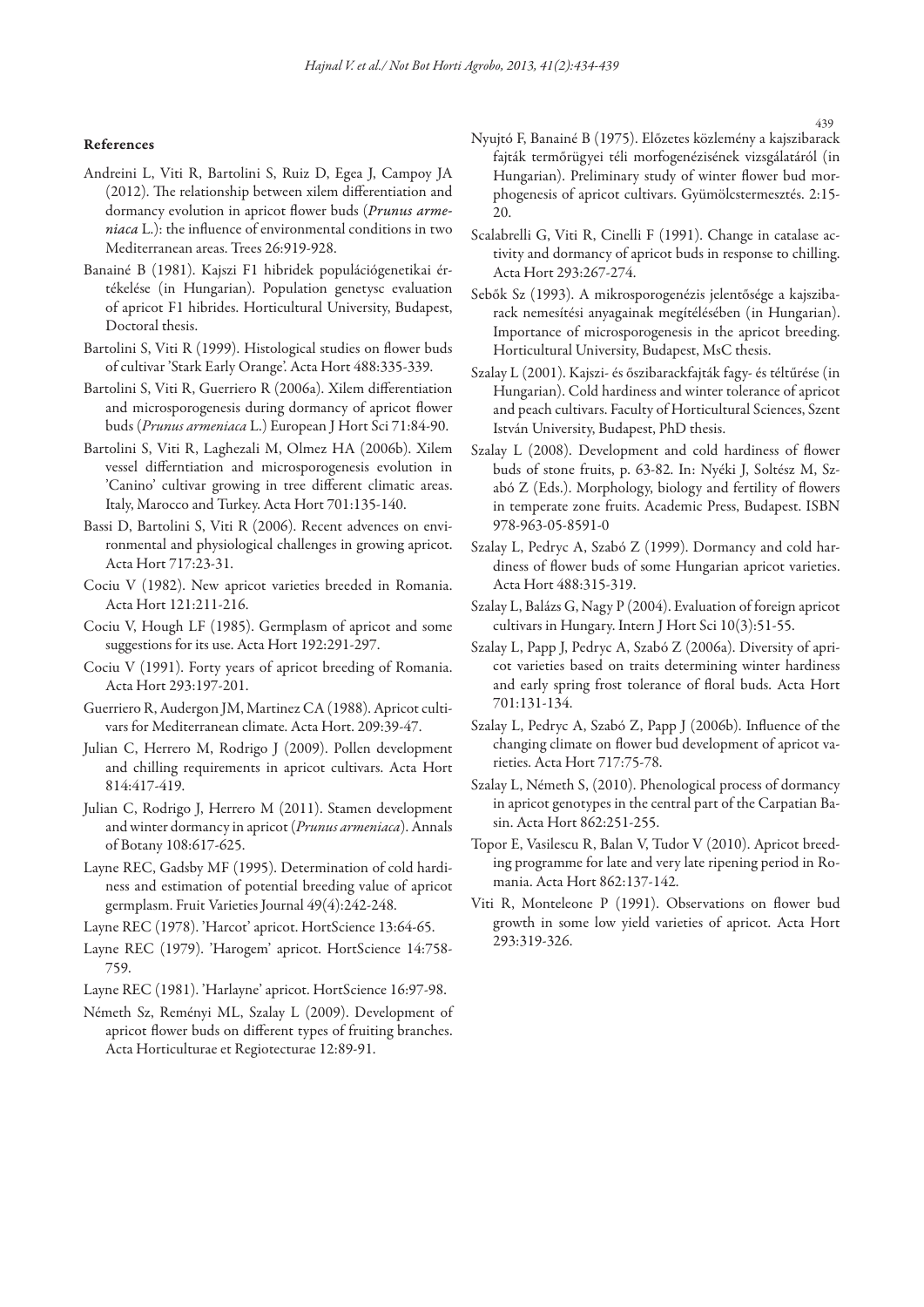## References

Andreini L, Viti R, Bartolini S, Ruiz D, Egea J, Campoy JA (2012). The relationship between xilem differentiation and dormancy evolution in apricot flower buds (*Prunus armeniaca* L.): the influence of environmental conditions in two Mediterranean areas. Trees 26:919-928.

Banainé B (1981). Kajszi F1 hibridek populációgenetikai értékelése (in Hungarian). Population genetysc evaluation of apricot F1 hibrides. Horticultural University, Budapest, Doctoral thesis.

Bartolini S, Viti R (1999). Histological studies on flower buds of cultivar 'Stark Early Orange'. Acta Hort 488:335-339.

Bartolini S, Viti R, Guerriero R (2006a). Xilem differentiation and microsporogenesis during dormancy of apricot flower buds (*Prunus armeniaca* L.) European J Hort Sci 71:84-90.

Bartolini S, Viti R, Laghezali M, Olmez HA (2006b). Xilem vessel differntiation and microsporogenesis evolution in 'Canino' cultivar growing in tree different climatic areas. Italy, Marocco and Turkey. Acta Hort 701:135-140.

Bassi D, Bartolini S, Viti R (2006). Recent advences on environmental and physiological challenges in growing apricot. Acta Hort 717:23-31.

Cociu V (1982). New apricot varieties breeded in Romania. Acta Hort 121:211-216.

Cociu V, Hough LF (1985). Germplasm of apricot and some suggestions for its use. Acta Hort 192:291-297.

Cociu V (1991). Forty years of apricot breeding of Romania. Acta Hort 293:197-201.

Guerriero R, Audergon JM, Martinez CA (1988). Apricot cultivars for Mediterranean climate. Acta Hort. 209:39-47.

Julian C, Herrero M, Rodrigo J (2009). Pollen development and chilling requirements in apricot cultivars. Acta Hort 814:417-419.

Julian C, Rodrigo J, Herrero M (2011). Stamen development and winter dormancy in apricot (*Prunus armeniaca*). Annals of Botany 108:617-625.

Layne REC, Gadsby MF (1995). Determination of cold hardiness and estimation of potential breeding value of apricot germplasm. Fruit Varieties Journal 49(4):242-248.

Layne REC (1978). 'Harcot' apricot. HortScience 13:64-65.

Layne REC (1979). 'Harogem' apricot. HortScience 14:758-759.

Layne REC (1981). 'Harlayne' apricot. HortScience 16:97-98.

Németh Sz, Reményi ML, Szalay L (2009). Development of apricot flower buds on different types of fruiting branches. Acta Horticulturae et Regiotecturae 12:89-91.

Nyujtó F, Banainé B (1975). Előzetes közlemény a kajszibarack fajták termőrügyei téli morfogenézisének vizsgálatáról (in Hungarian). Preliminary study of winter flower bud morphogenesis of apricot cultivars. Gyümölcstermesztés. 2:15-20.

Scalabrelli G, Viti R, Cinelli F (1991). Change in catalase activity and dormancy of apricot buds in response to chilling. Acta Hort 293:267-274.

Sebők Sz (1993). A mikrosporogenézis jelentősége a kajszibarack nemesítési anyagainak megítélésében (in Hungarian). Importance of microsporogenesis in the apricot breeding. Horticultural University, Budapest, MsC thesis.

Szalay L (2001). Kajszi- és őszibarackfajták fagy- és téltűrése (in Hungarian). Cold hardiness and winter tolerance of apricot and peach cultivars. Faculty of Horticultural Sciences, Szent István University, Budapest, PhD thesis.

Szalay L (2008). Development and cold hardiness of flower buds of stone fruits, p. 63-82. In: Nyéki J, Soltész M, Szabó Z (Eds.). Morphology, biology and fertility of flowers in temperate zone fruits. Academic Press, Budapest. ISBN 978-963-05-8591-0

Szalay L, Pedryc A, Szabó Z (1999). Dormancy and cold hardiness of flower buds of some Hungarian apricot varieties. Acta Hort 488:315-319.

Szalay L, Balázs G, Nagy P (2004). Evaluation of foreign apricot cultivars in Hungary. Intern J Hort Sci 10(3):51-55.

Szalay L, Papp J, Pedryc A, Szabó Z (2006a). Diversity of apricot varieties based on traits determining winter hardiness and early spring frost tolerance of floral buds. Acta Hort 701:131-134.

Szalay L, Pedryc A, Szabó Z, Papp J (2006b). Influence of the changing climate on flower bud development of apricot varieties. Acta Hort 717:75-78.

Szalay L, Németh S, (2010). Phenological process of dormancy in apricot genotypes in the central part of the Carpatian Basin. Acta Hort 862:251-255.

Topor E, Vasilescu R, Balan V, Tudor V (2010). Apricot breeding programme for late and very late ripening period in Romania. Acta Hort 862:137-142.

Viti R, Monteleone P (1991). Observations on flower bud growth in some low yield varieties of apricot. Acta Hort 293:319-326.